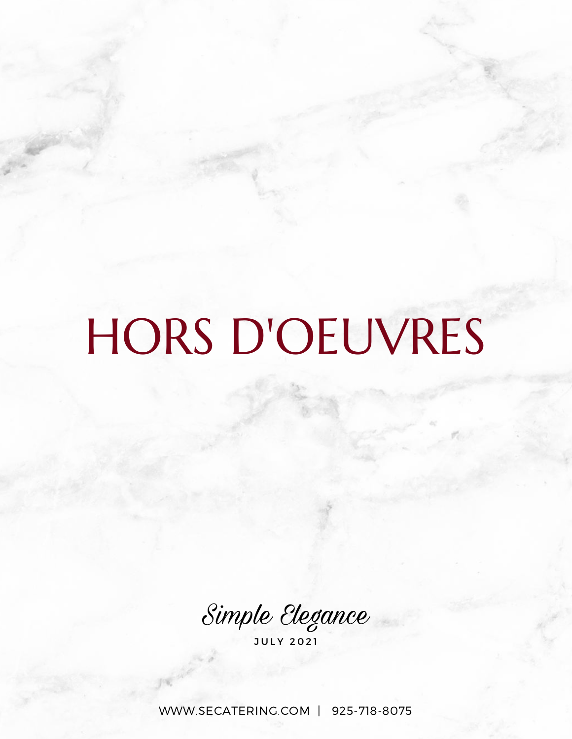# HORS D'OEUVRES

*Simple Elegance*

JULY 2021

WWW.SECATERING.COM | 925-718-8075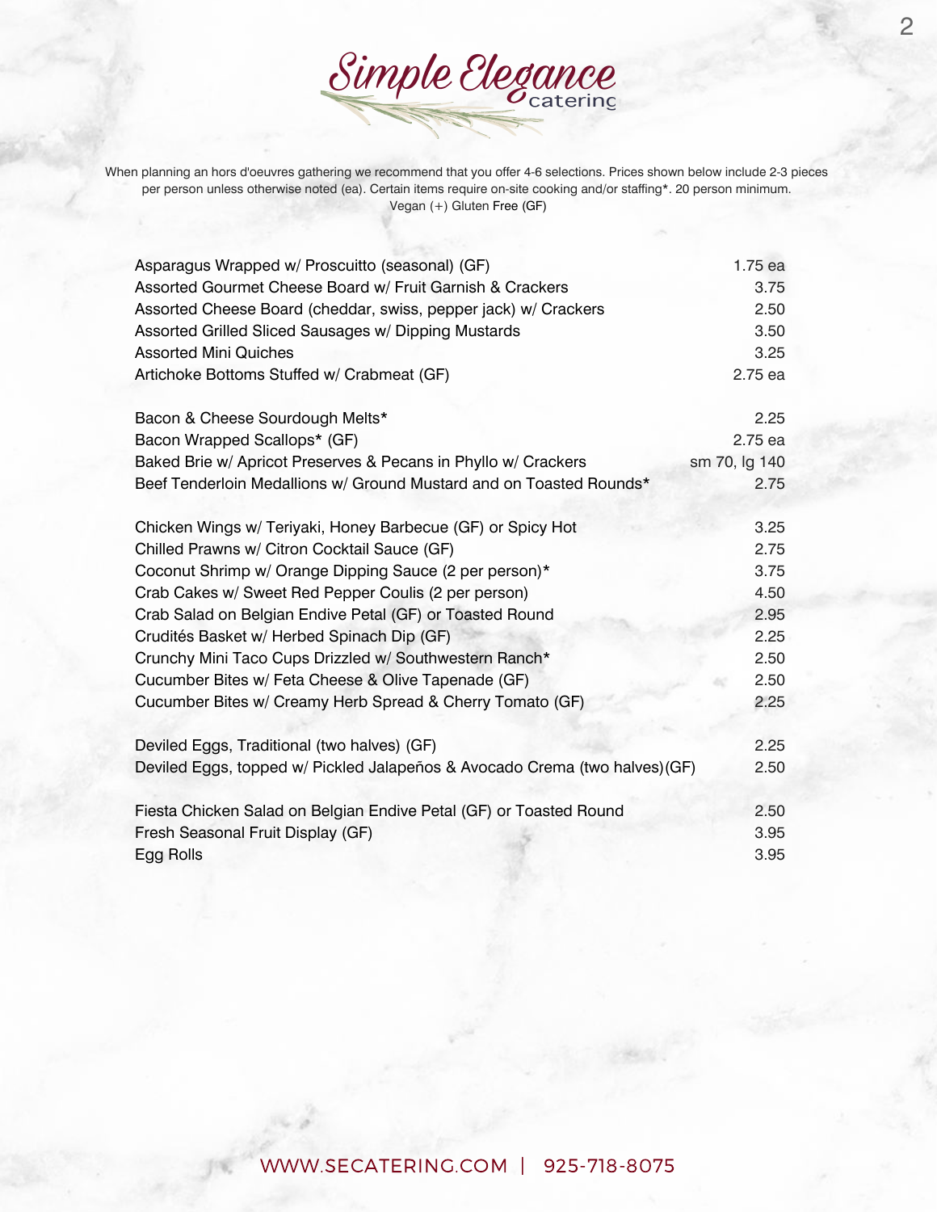# Simple Elegance catering

When planning an hors d'oeuvres gathering we recommend that you offer 4-6 selections. Prices shown below include 2-3 pieces per person unless otherwise noted (ea). Certain items require on-site cooking and/or staffing*. 20 person minimum.
Vegan (+) Gluten Free (GF)

| Item | Price |
|---|---|
| Asparagus Wrapped w/ Proscuitto (seasonal) (GF) | 1.75 ea |
| Assorted Gourmet Cheese Board w/ Fruit Garnish & Crackers | 3.75 |
| Assorted Cheese Board (cheddar, swiss, pepper jack) w/ Crackers | 2.50 |
| Assorted Grilled Sliced Sausages w/ Dipping Mustards | 3.50 |
| Assorted Mini Quiches | 3.25 |
| Artichoke Bottoms Stuffed w/ Crabmeat (GF) | 2.75 ea |
| | |
| Bacon & Cheese Sourdough Melts* | 2.25 |
| Bacon Wrapped Scallops* (GF) | 2.75 ea |
| Baked Brie w/ Apricot Preserves & Pecans in Phyllo w/ Crackers | sm 70, lg 140 |
| Beef Tenderloin Medallions w/ Ground Mustard and on Toasted Rounds* | 2.75 |
| | |
| Chicken Wings w/ Teriyaki, Honey Barbecue (GF) or Spicy Hot | 3.25 |
| Chilled Prawns w/ Citron Cocktail Sauce (GF) | 2.75 |
| Coconut Shrimp w/ Orange Dipping Sauce (2 per person)* | 3.75 |
| Crab Cakes w/ Sweet Red Pepper Coulis (2 per person) | 4.50 |
| Crab Salad on Belgian Endive Petal (GF) or Toasted Round | 2.95 |
| Crudités Basket w/ Herbed Spinach Dip (GF) | 2.25 |
| Crunchy Mini Taco Cups Drizzled w/ Southwestern Ranch* | 2.50 |
| Cucumber Bites w/ Feta Cheese & Olive Tapenade (GF) | 2.50 |
| Cucumber Bites w/ Creamy Herb Spread & Cherry Tomato (GF) | 2.25 |
| | |
| Deviled Eggs, Traditional (two halves) (GF) | 2.25 |
| Deviled Eggs, topped w/ Pickled Jalapeños & Avocado Crema (two halves)(GF) | 2.50 |
| | |
| Fiesta Chicken Salad on Belgian Endive Petal (GF) or Toasted Round | 2.50 |
| Fresh Seasonal Fruit Display (GF) | 3.95 |
| Egg Rolls | 3.95 |

WWW.SECATERING.COM | 925-718-8075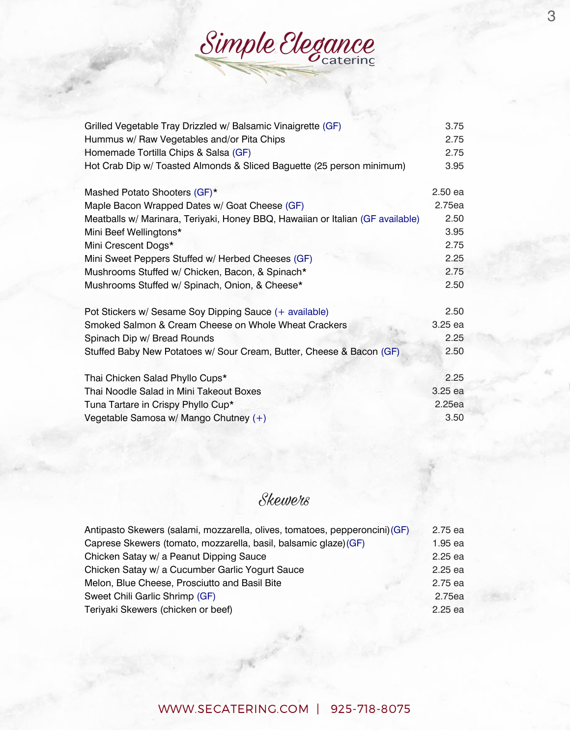# Simple Elegance catering

| Item | Price |
| --- | --- |
| Grilled Vegetable Tray Drizzled w/ Balsamic Vinaigrette (GF) | 3.75 |
| Hummus w/ Raw Vegetables and/or Pita Chips | 2.75 |
| Homemade Tortilla Chips & Salsa (GF) | 2.75 |
| Hot Crab Dip w/ Toasted Almonds & Sliced Baguette (25 person minimum) | 3.95 |
| Mashed Potato Shooters (GF)* | 2.50 ea |
| Maple Bacon Wrapped Dates w/ Goat Cheese (GF) | 2.75ea |
| Meatballs w/ Marinara, Teriyaki, Honey BBQ, Hawaiian or Italian (GF available) | 2.50 |
| Mini Beef Wellingtons* | 3.95 |
| Mini Crescent Dogs* | 2.75 |
| Mini Sweet Peppers Stuffed w/ Herbed Cheeses (GF) | 2.25 |
| Mushrooms Stuffed w/ Chicken, Bacon, & Spinach* | 2.75 |
| Mushrooms Stuffed w/ Spinach, Onion, & Cheese* | 2.50 |
| Pot Stickers w/ Sesame Soy Dipping Sauce (+ available) | 2.50 |
| Smoked Salmon & Cream Cheese on Whole Wheat Crackers | 3.25 ea |
| Spinach Dip w/ Bread Rounds | 2.25 |
| Stuffed Baby New Potatoes w/ Sour Cream, Butter, Cheese & Bacon (GF) | 2.50 |
| Thai Chicken Salad Phyllo Cups* | 2.25 |
| Thai Noodle Salad in Mini Takeout Boxes | 3.25 ea |
| Tuna Tartare in Crispy Phyllo Cup* | 2.25ea |
| Vegetable Samosa w/ Mango Chutney (+) | 3.50 |

## Skewers

| Item | Price |
| --- | --- |
| Antipasto Skewers (salami, mozzarella, olives, tomatoes, pepperoncini)(GF) | 2.75 ea |
| Caprese Skewers (tomato, mozzarella, basil, balsamic glaze)(GF) | 1.95 ea |
| Chicken Satay w/ a Peanut Dipping Sauce | 2.25 ea |
| Chicken Satay w/ a Cucumber Garlic Yogurt Sauce | 2.25 ea |
| Melon, Blue Cheese, Prosciutto and Basil Bite | 2.75 ea |
| Sweet Chili Garlic Shrimp (GF) | 2.75ea |
| Teriyaki Skewers (chicken or beef) | 2.25 ea |

WWW.SECATERING.COM | 925-718-8075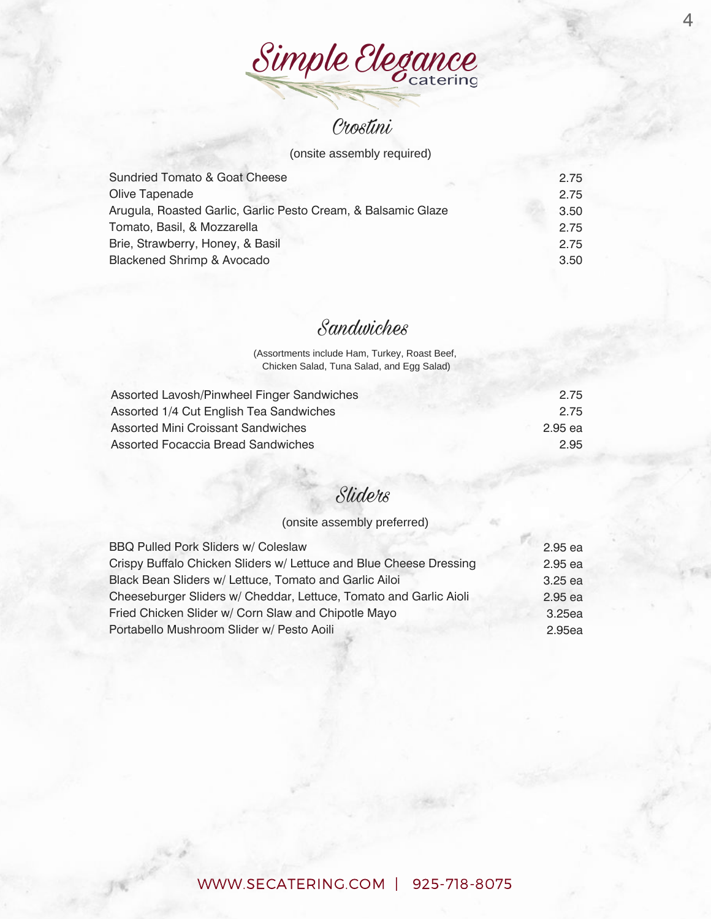# Simple Elegance catering

## Crostini

(onsite assembly required)

| Item | Price |
|---|---|
| Sundried Tomato & Goat Cheese | 2.75 |
| Olive Tapenade | 2.75 |
| Arugula, Roasted Garlic, Garlic Pesto Cream, & Balsamic Glaze | 3.50 |
| Tomato, Basil, & Mozzarella | 2.75 |
| Brie, Strawberry, Honey, & Basil | 2.75 |
| Blackened Shrimp & Avocado | 3.50 |

## Sandwiches

(Assortments include Ham, Turkey, Roast Beef, Chicken Salad, Tuna Salad, and Egg Salad)

| Item | Price |
|---|---|
| Assorted Lavosh/Pinwheel Finger Sandwiches | 2.75 |
| Assorted 1/4 Cut English Tea Sandwiches | 2.75 |
| Assorted Mini Croissant Sandwiches | 2.95 ea |
| Assorted Focaccia Bread Sandwiches | 2.95 |

## Sliders

(onsite assembly preferred)

| Item | Price |
|---|---|
| BBQ Pulled Pork Sliders w/ Coleslaw | 2.95 ea |
| Crispy Buffalo Chicken Sliders w/ Lettuce and Blue Cheese Dressing | 2.95 ea |
| Black Bean Sliders w/ Lettuce, Tomato and Garlic Ailoi | 3.25 ea |
| Cheeseburger Sliders w/ Cheddar, Lettuce, Tomato and Garlic Aioli | 2.95 ea |
| Fried Chicken Slider w/ Corn Slaw and Chipotle Mayo | 3.25ea |
| Portabello Mushroom Slider w/ Pesto Aoili | 2.95ea |

WWW.SECATERING.COM | 925-718-8075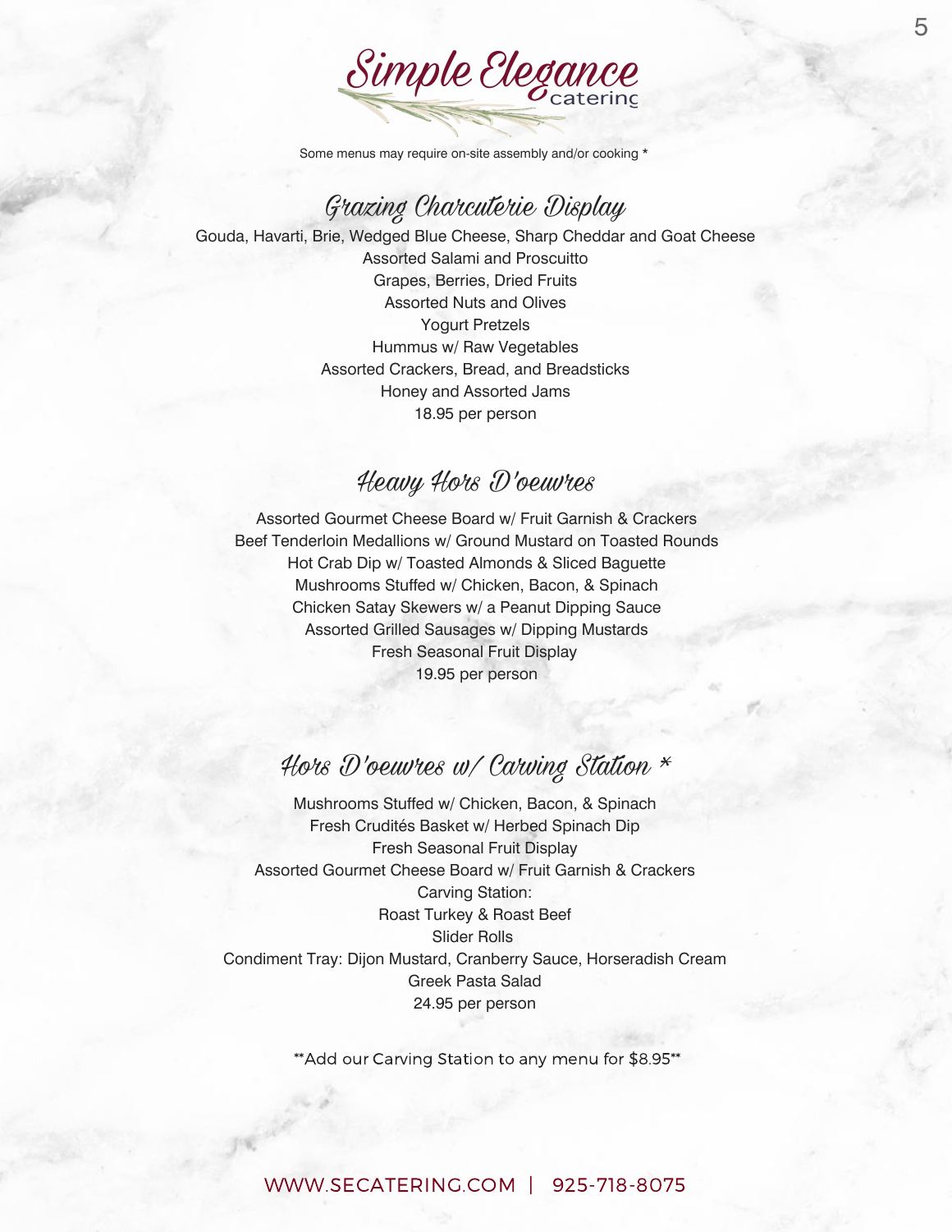# Simple Elegance catering

Some menus may require on-site assembly and/or cooking *

## Grazing Charcuterie Display

Gouda, Havarti, Brie, Wedged Blue Cheese, Sharp Cheddar and Goat Cheese
Assorted Salami and Proscuitto
Grapes, Berries, Dried Fruits
Assorted Nuts and Olives
Yogurt Pretzels
Hummus w/ Raw Vegetables
Assorted Crackers, Bread, and Breadsticks
Honey and Assorted Jams
18.95 per person

## Heavy Hors D'oeuvres

Assorted Gourmet Cheese Board w/ Fruit Garnish & Crackers
Beef Tenderloin Medallions w/ Ground Mustard on Toasted Rounds
Hot Crab Dip w/ Toasted Almonds & Sliced Baguette
Mushrooms Stuffed w/ Chicken, Bacon, & Spinach
Chicken Satay Skewers w/ a Peanut Dipping Sauce
Assorted Grilled Sausages w/ Dipping Mustards
Fresh Seasonal Fruit Display
19.95 per person

## Hors D'oeuvres w/ Carving Station *

Mushrooms Stuffed w/ Chicken, Bacon, & Spinach
Fresh Crudités Basket w/ Herbed Spinach Dip
Fresh Seasonal Fruit Display
Assorted Gourmet Cheese Board w/ Fruit Garnish & Crackers
Carving Station:
Roast Turkey & Roast Beef
Slider Rolls
Condiment Tray: Dijon Mustard, Cranberry Sauce, Horseradish Cream
Greek Pasta Salad
24.95 per person

**Add our Carving Station to any menu for $8.95**

WWW.SECATERING.COM | 925-718-8075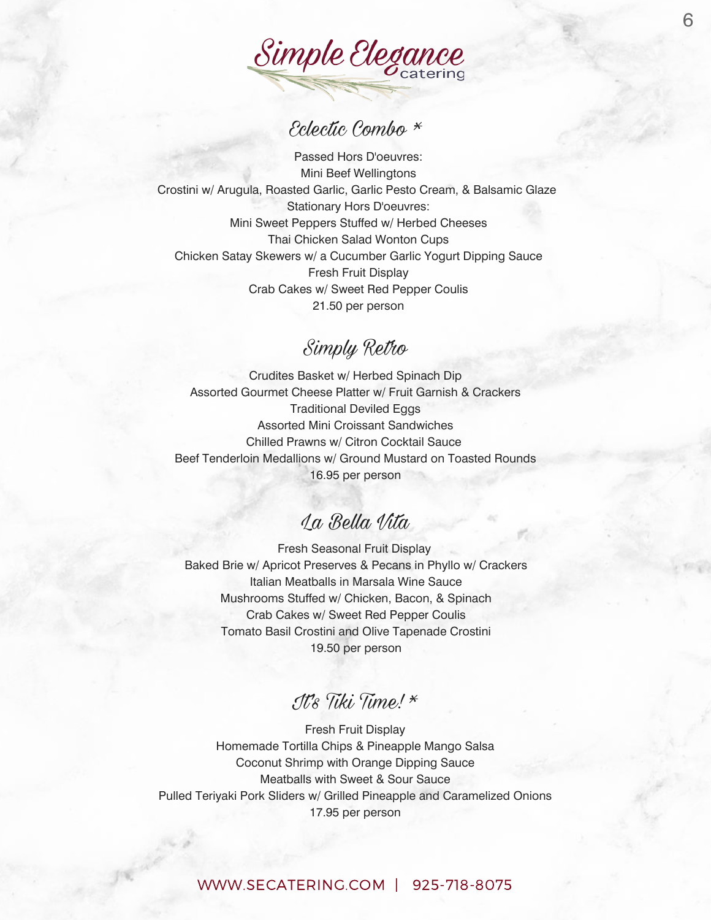# Simple Elegance catering

## Eclectic Combo *

Passed Hors D'oeuvres:
Mini Beef Wellingtons
Crostini w/ Arugula, Roasted Garlic, Garlic Pesto Cream, & Balsamic Glaze
Stationary Hors D'oeuvres:
Mini Sweet Peppers Stuffed w/ Herbed Cheeses
Thai Chicken Salad Wonton Cups
Chicken Satay Skewers w/ a Cucumber Garlic Yogurt Dipping Sauce
Fresh Fruit Display
Crab Cakes w/ Sweet Red Pepper Coulis
21.50 per person

## Simply Retro

Crudites Basket w/ Herbed Spinach Dip
Assorted Gourmet Cheese Platter w/ Fruit Garnish & Crackers
Traditional Deviled Eggs
Assorted Mini Croissant Sandwiches
Chilled Prawns w/ Citron Cocktail Sauce
Beef Tenderloin Medallions w/ Ground Mustard on Toasted Rounds
16.95 per person

## La Bella Vita

Fresh Seasonal Fruit Display
Baked Brie w/ Apricot Preserves & Pecans in Phyllo w/ Crackers
Italian Meatballs in Marsala Wine Sauce
Mushrooms Stuffed w/ Chicken, Bacon, & Spinach
Crab Cakes w/ Sweet Red Pepper Coulis
Tomato Basil Crostini and Olive Tapenade Crostini
19.50 per person

## It's Tiki Time! *

Fresh Fruit Display
Homemade Tortilla Chips & Pineapple Mango Salsa
Coconut Shrimp with Orange Dipping Sauce
Meatballs with Sweet & Sour Sauce
Pulled Teriyaki Pork Sliders w/ Grilled Pineapple and Caramelized Onions
17.95 per person

WWW.SECATERING.COM | 925-718-8075